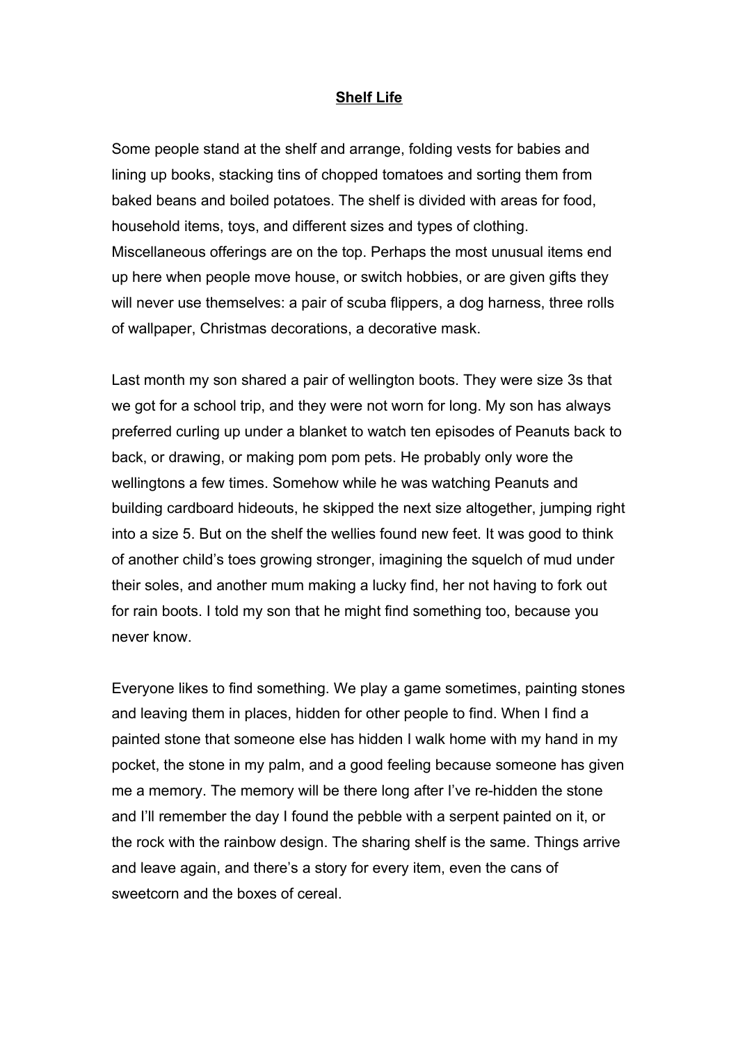# Shelf Life

Some people stand at the shelf and arrange, folding vests for babies and lining up books, stacking tins of chopped tomatoes and sorting them from baked beans and boiled potatoes. The shelf is divided with areas for food, household items, toys, and different sizes and types of clothing. Miscellaneous offerings are on the top. Perhaps the most unusual items end up here when people move house, or switch hobbies, or are given gifts they will never use themselves: a pair of scuba flippers, a dog harness, three rolls of wallpaper, Christmas decorations, a decorative mask.

Last month my son shared a pair of wellington boots. They were size 3s that we got for a school trip, and they were not worn for long. My son has always preferred curling up under a blanket to watch ten episodes of Peanuts back to back, or drawing, or making pom pom pets. He probably only wore the wellingtons a few times. Somehow while he was watching Peanuts and building cardboard hideouts, he skipped the next size altogether, jumping right into a size 5. But on the shelf the wellies found new feet. It was good to think of another child's toes growing stronger, imagining the squelch of mud under their soles, and another mum making a lucky find, her not having to fork out for rain boots. I told my son that he might find something too, because you never know.

Everyone likes to find something. We play a game sometimes, painting stones and leaving them in places, hidden for other people to find. When I find a painted stone that someone else has hidden I walk home with my hand in my pocket, the stone in my palm, and a good feeling because someone has given me a memory. The memory will be there long after I've re-hidden the stone and I'll remember the day I found the pebble with a serpent painted on it, or the rock with the rainbow design. The sharing shelf is the same. Things arrive and leave again, and there's a story for every item, even the cans of sweetcorn and the boxes of cereal.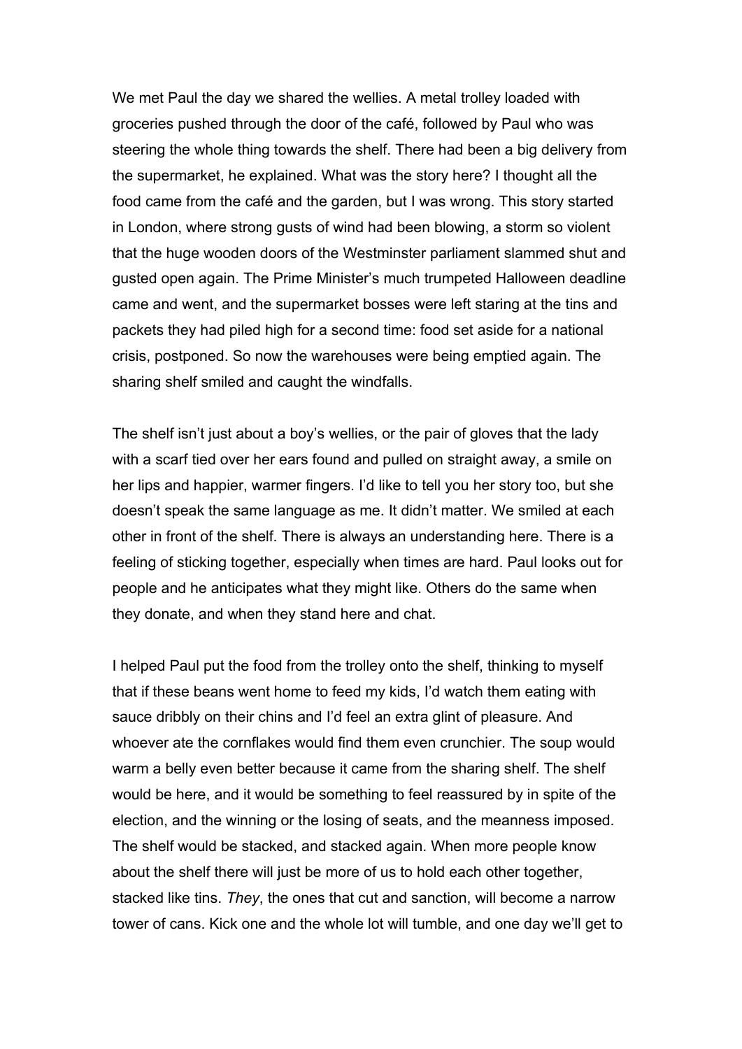We met Paul the day we shared the wellies. A metal trolley loaded with groceries pushed through the door of the café, followed by Paul who was steering the whole thing towards the shelf. There had been a big delivery from the supermarket, he explained. What was the story here? I thought all the food came from the café and the garden, but I was wrong. This story started in London, where strong gusts of wind had been blowing, a storm so violent that the huge wooden doors of the Westminster parliament slammed shut and gusted open again. The Prime Minister's much trumpeted Halloween deadline came and went, and the supermarket bosses were left staring at the tins and packets they had piled high for a second time: food set aside for a national crisis, postponed. So now the warehouses were being emptied again. The sharing shelf smiled and caught the windfalls.

The shelf isn't just about a boy's wellies, or the pair of gloves that the lady with a scarf tied over her ears found and pulled on straight away, a smile on her lips and happier, warmer fingers. I'd like to tell you her story too, but she doesn't speak the same language as me. It didn't matter. We smiled at each other in front of the shelf. There is always an understanding here. There is a feeling of sticking together, especially when times are hard. Paul looks out for people and he anticipates what they might like. Others do the same when they donate, and when they stand here and chat.

I helped Paul put the food from the trolley onto the shelf, thinking to myself that if these beans went home to feed my kids, I'd watch them eating with sauce dribbly on their chins and I'd feel an extra glint of pleasure. And whoever ate the cornflakes would find them even crunchier. The soup would warm a belly even better because it came from the sharing shelf. The shelf would be here, and it would be something to feel reassured by in spite of the election, and the winning or the losing of seats, and the meanness imposed. The shelf would be stacked, and stacked again. When more people know about the shelf there will just be more of us to hold each other together, stacked like tins. *They*, the ones that cut and sanction, will become a narrow tower of cans. Kick one and the whole lot will tumble, and one day we'll get to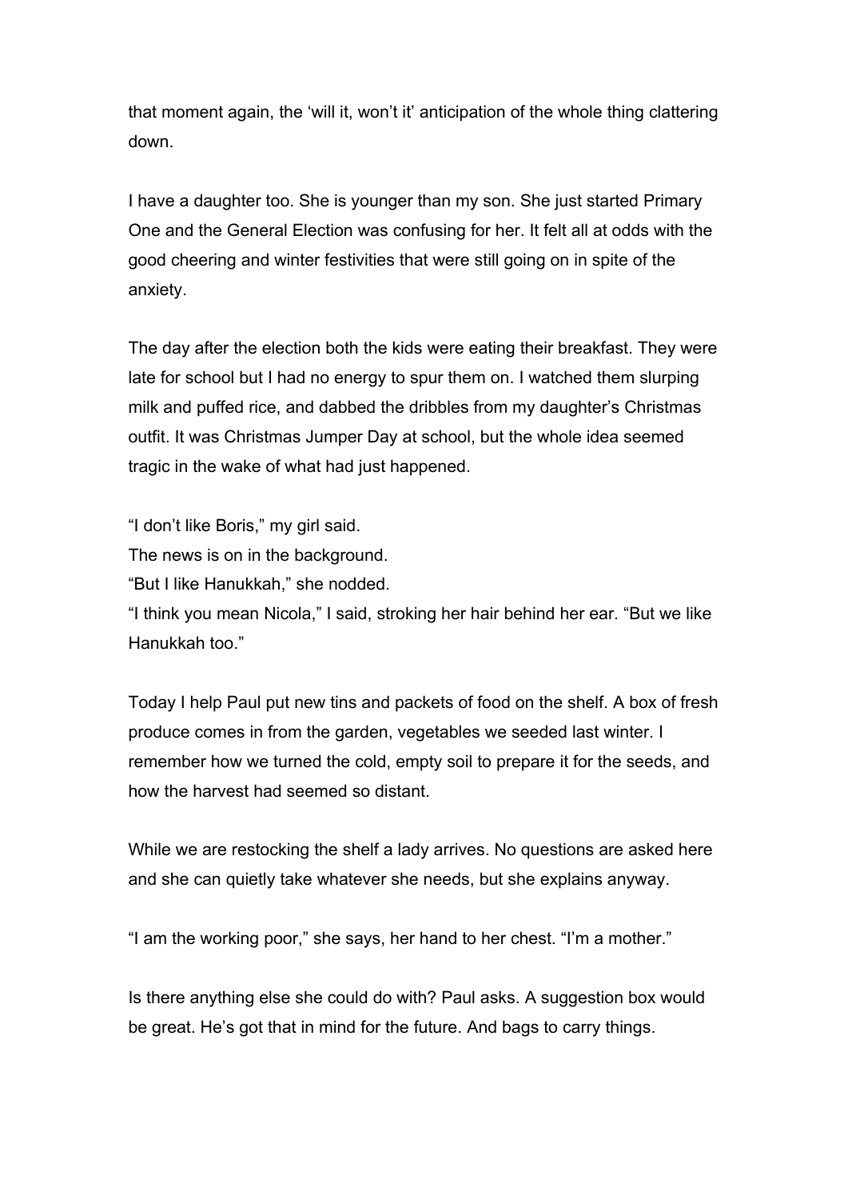that moment again, the 'will it, won't it' anticipation of the whole thing clattering down.

I have a daughter too. She is younger than my son. She just started Primary One and the General Election was confusing for her. It felt all at odds with the good cheering and winter festivities that were still going on in spite of the anxiety.

The day after the election both the kids were eating their breakfast. They were late for school but I had no energy to spur them on. I watched them slurping milk and puffed rice, and dabbed the dribbles from my daughter's Christmas outfit. It was Christmas Jumper Day at school, but the whole idea seemed tragic in the wake of what had just happened.

"I don't like Boris," my girl said.
The news is on in the background.
"But I like Hanukkah," she nodded.
"I think you mean Nicola," I said, stroking her hair behind her ear. "But we like Hanukkah too."

Today I help Paul put new tins and packets of food on the shelf. A box of fresh produce comes in from the garden, vegetables we seeded last winter. I remember how we turned the cold, empty soil to prepare it for the seeds, and how the harvest had seemed so distant.

While we are restocking the shelf a lady arrives. No questions are asked here and she can quietly take whatever she needs, but she explains anyway.

"I am the working poor," she says, her hand to her chest. "I'm a mother."

Is there anything else she could do with? Paul asks. A suggestion box would be great. He's got that in mind for the future. And bags to carry things.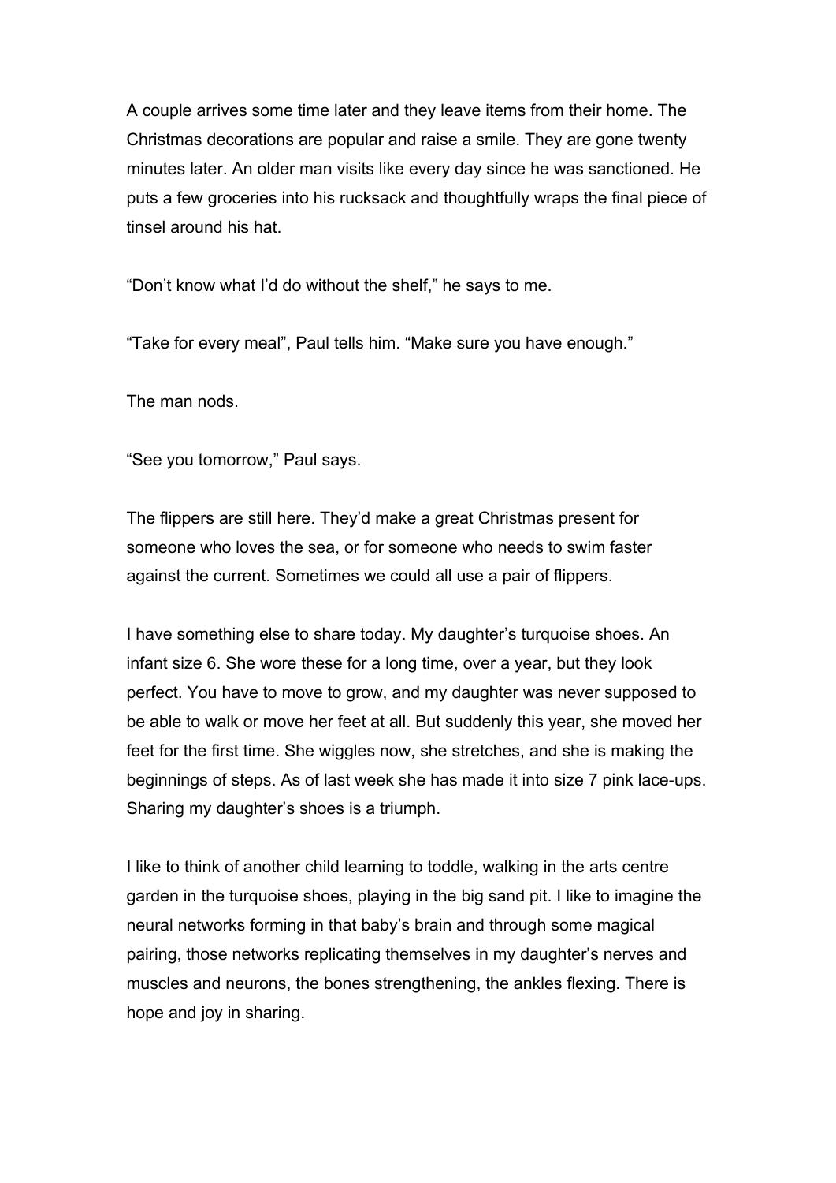A couple arrives some time later and they leave items from their home. The Christmas decorations are popular and raise a smile. They are gone twenty minutes later. An older man visits like every day since he was sanctioned. He puts a few groceries into his rucksack and thoughtfully wraps the final piece of tinsel around his hat.

“Don’t know what I’d do without the shelf,” he says to me.

“Take for every meal”, Paul tells him. “Make sure you have enough.”

The man nods.

“See you tomorrow,” Paul says.

The flippers are still here. They’d make a great Christmas present for someone who loves the sea, or for someone who needs to swim faster against the current. Sometimes we could all use a pair of flippers.

I have something else to share today. My daughter’s turquoise shoes. An infant size 6. She wore these for a long time, over a year, but they look perfect. You have to move to grow, and my daughter was never supposed to be able to walk or move her feet at all. But suddenly this year, she moved her feet for the first time. She wiggles now, she stretches, and she is making the beginnings of steps. As of last week she has made it into size 7 pink lace-ups. Sharing my daughter’s shoes is a triumph.

I like to think of another child learning to toddle, walking in the arts centre garden in the turquoise shoes, playing in the big sand pit. I like to imagine the neural networks forming in that baby’s brain and through some magical pairing, those networks replicating themselves in my daughter’s nerves and muscles and neurons, the bones strengthening, the ankles flexing. There is hope and joy in sharing.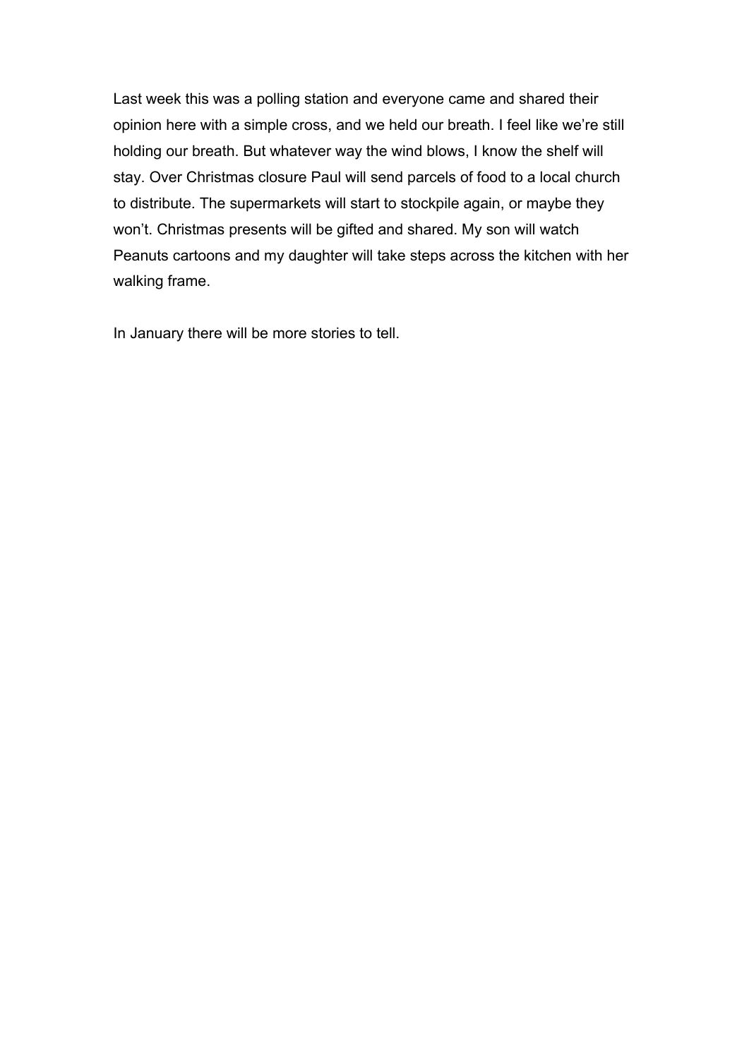Last week this was a polling station and everyone came and shared their opinion here with a simple cross, and we held our breath. I feel like we're still holding our breath. But whatever way the wind blows, I know the shelf will stay. Over Christmas closure Paul will send parcels of food to a local church to distribute. The supermarkets will start to stockpile again, or maybe they won't. Christmas presents will be gifted and shared. My son will watch Peanuts cartoons and my daughter will take steps across the kitchen with her walking frame.

In January there will be more stories to tell.